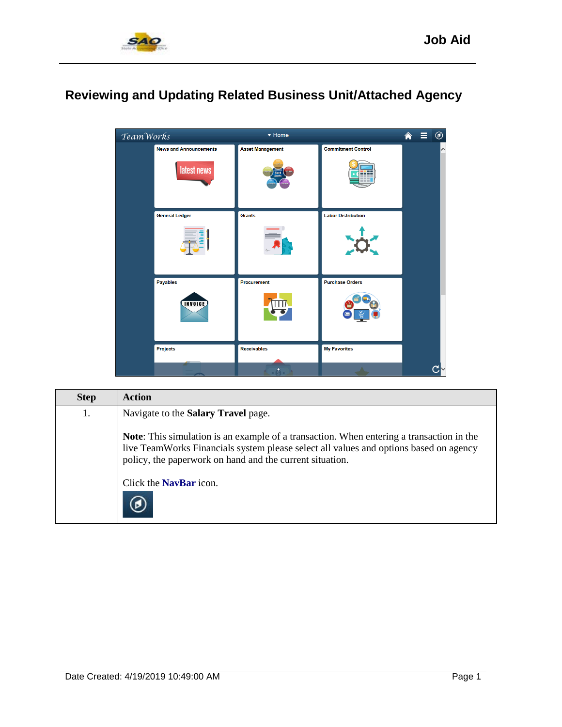# Reviewing and Updating Related Business Unit/Attached Agency

| Step | Action |
| --- | --- |
| 1. | Navigate to the **Salary Travel** page.<br><br>**Note**: This simulation is an example of a transaction. When entering a transaction in the live TeamWorks Financials system please select all values and options based on agency policy, the paperwork on hand and the current situation.<br><br>Click the **NavBar** icon. |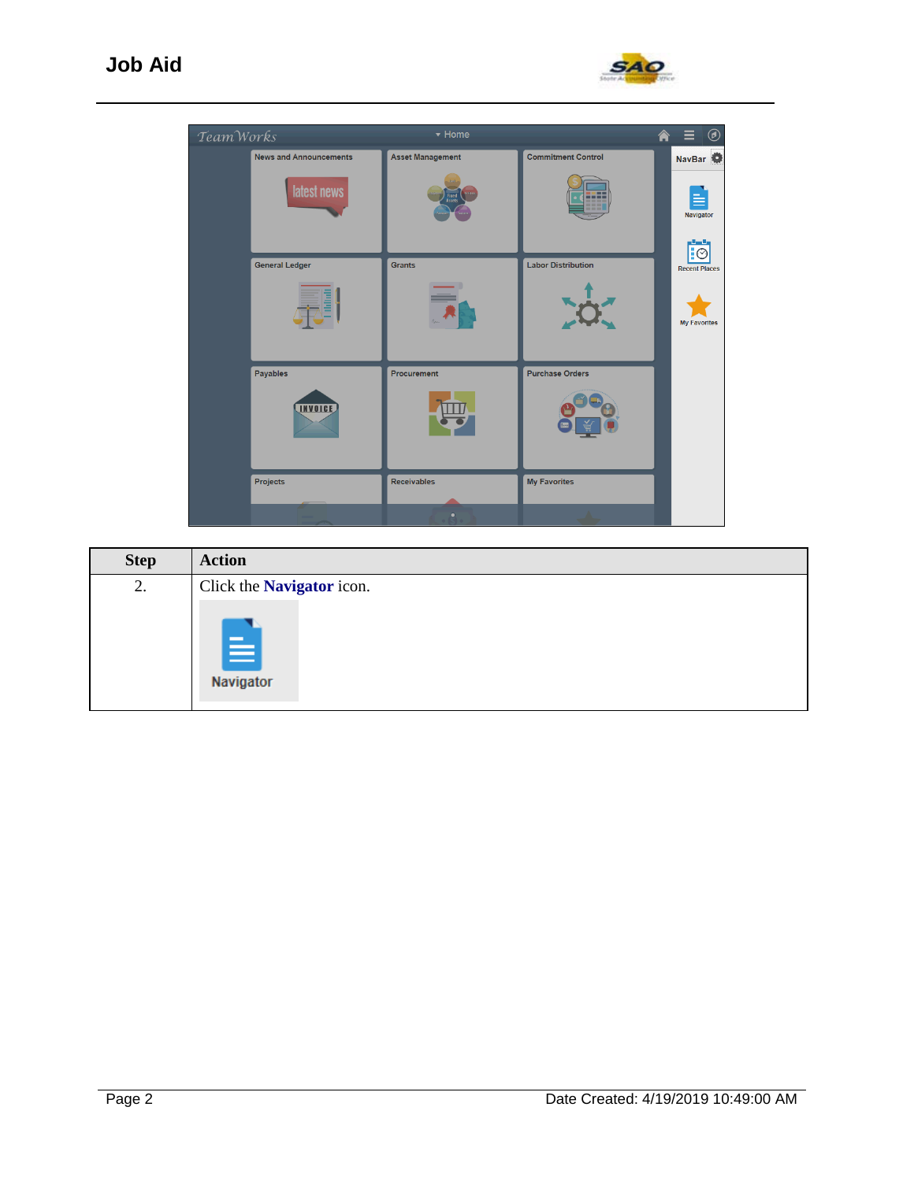| Step | Action |
| --- | --- |
| 2. | Click the **Navigator** icon. |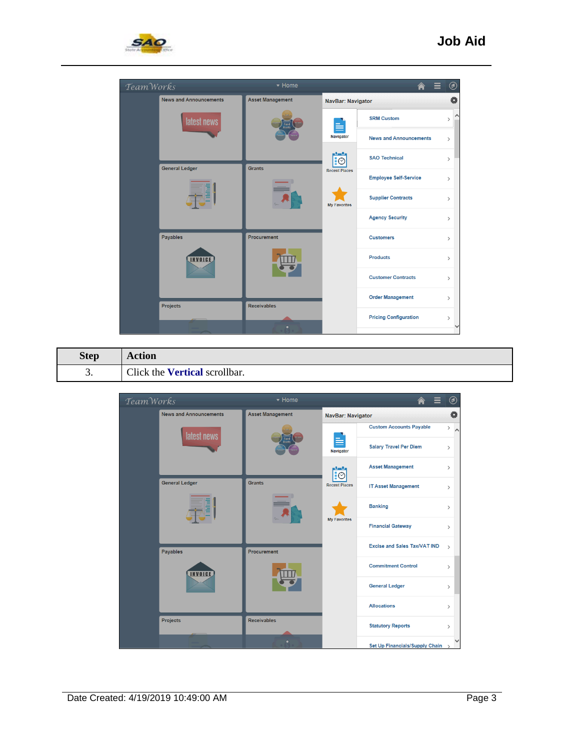| Step | Action |
| --- | --- |
| 3. | Click the **Vertical** scrollbar. |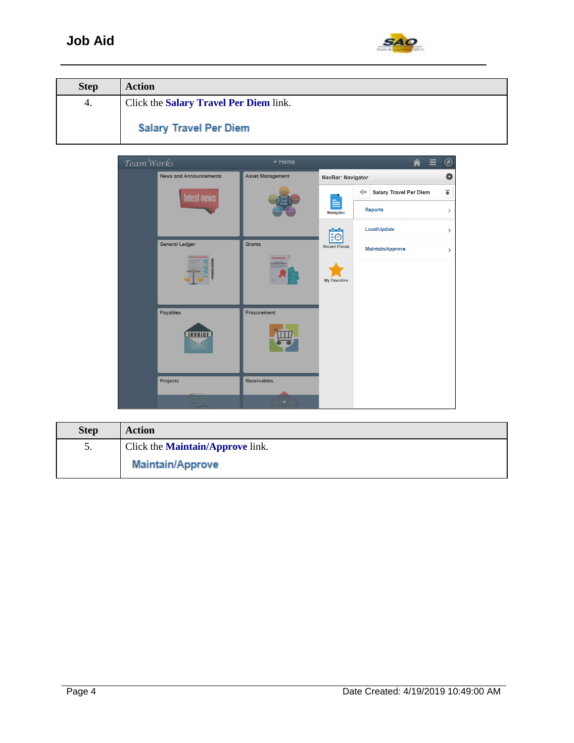| Step | Action |
|---|---|
| 4. | Click the **Salary Travel Per Diem** link.<br><br>Salary Travel Per Diem |

| Step | Action |
|---|---|
| 5. | Click the **Maintain/Approve** link.<br><br>Maintain/Approve |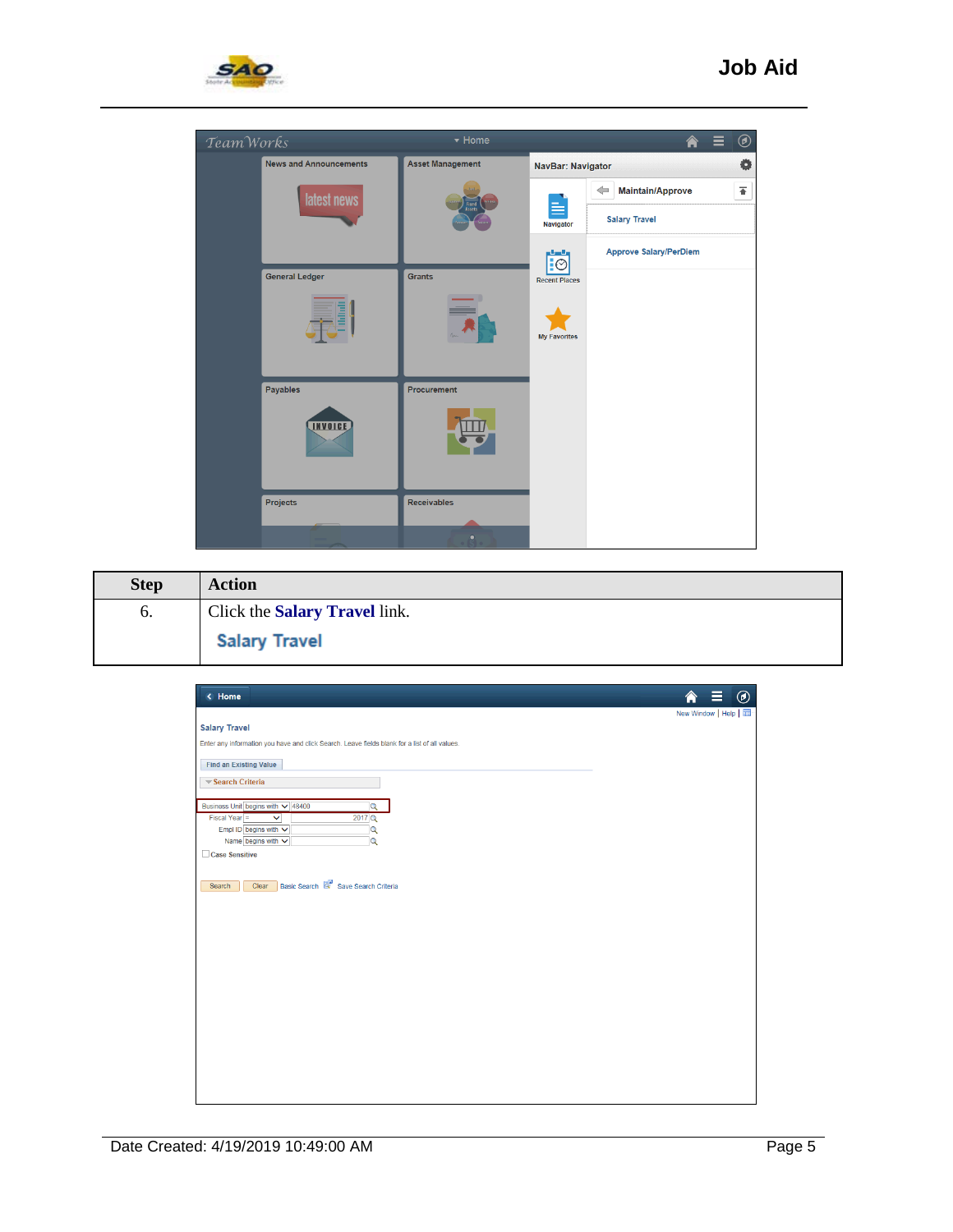| Step | Action |
| --- | --- |
| 6. | Click the **Salary Travel** link.<br>**Salary Travel** |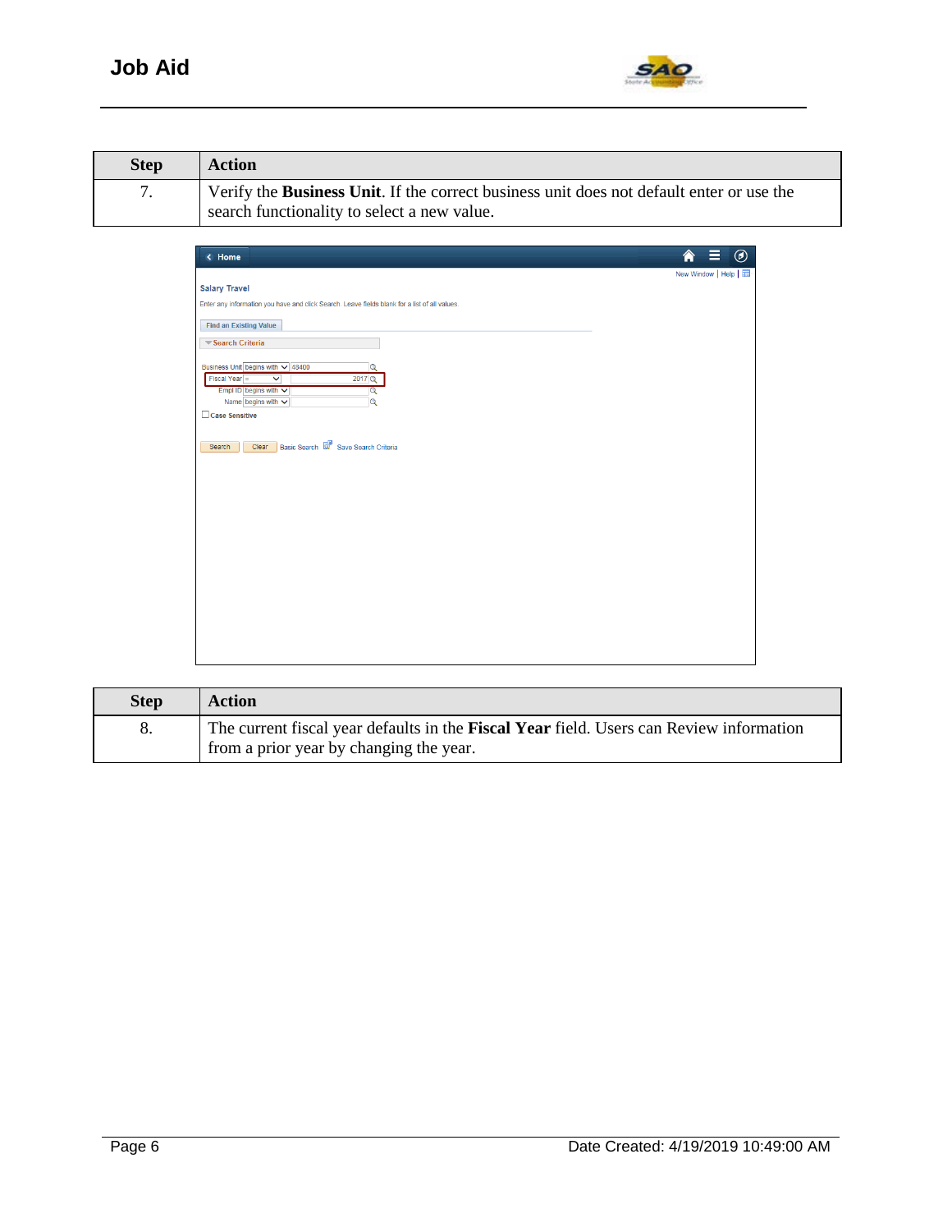| Step | Action |
|---|---|
| 7. | Verify the **Business Unit**. If the correct business unit does not default enter or use the search functionality to select a new value. |

| Step | Action |
|---|---|
| 8. | The current fiscal year defaults in the **Fiscal Year** field. Users can Review information from a prior year by changing the year. |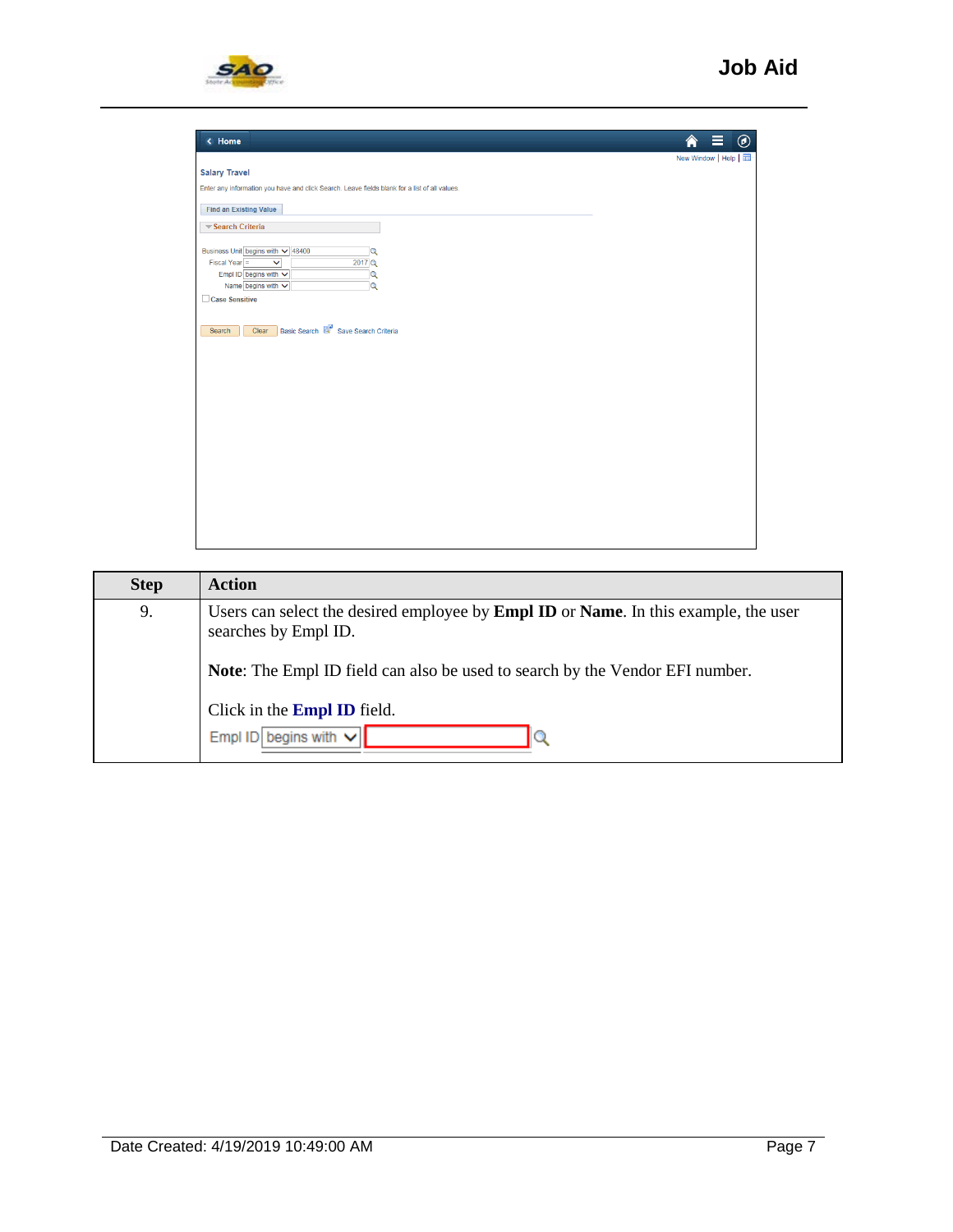| Step | Action |
| --- | --- |
| 9. | Users can select the desired employee by **Empl ID** or **Name**. In this example, the user searches by Empl ID.<br><br>**Note**: The Empl ID field can also be used to search by the Vendor EFI number.<br><br>Click in the **Empl ID** field. |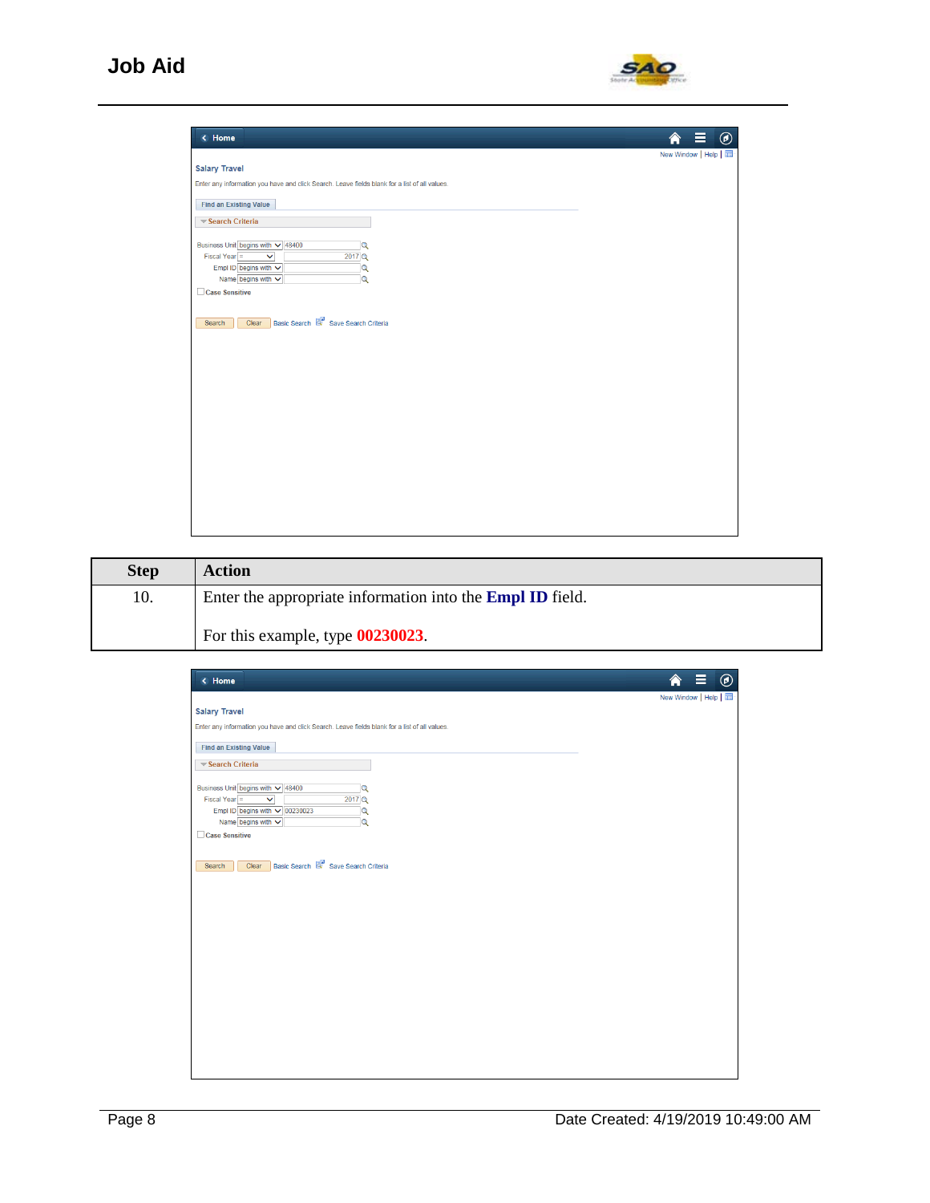| Step | Action |
| --- | --- |
| 10. | Enter the appropriate information into the **Empl ID** field.<br><br>For this example, type **00230023**. |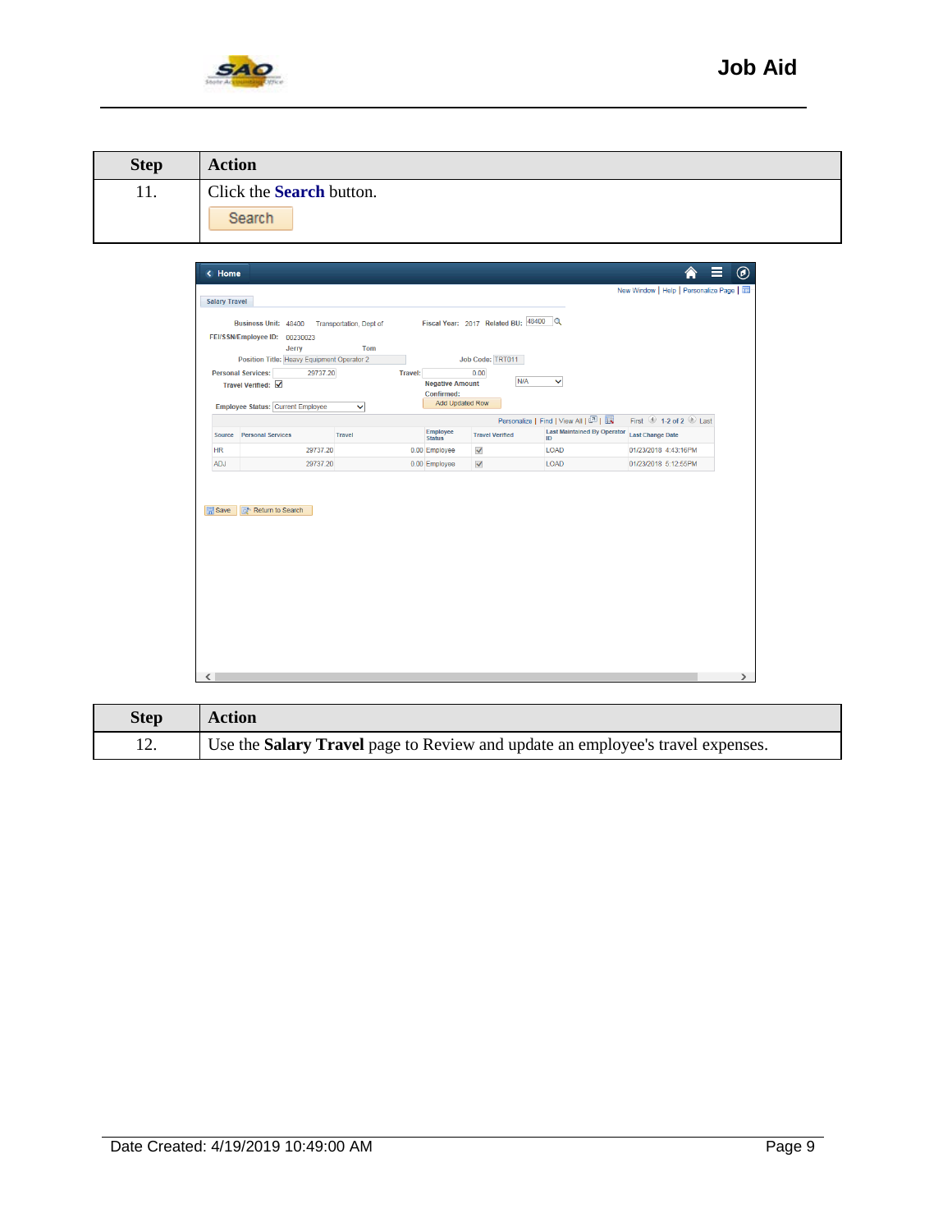| Step | Action |
|---|---|
| 11. | Click the **Search** button. Search |

| Step | Action |
|---|---|
| 12. | Use the **Salary Travel** page to Review and update an employee's travel expenses. |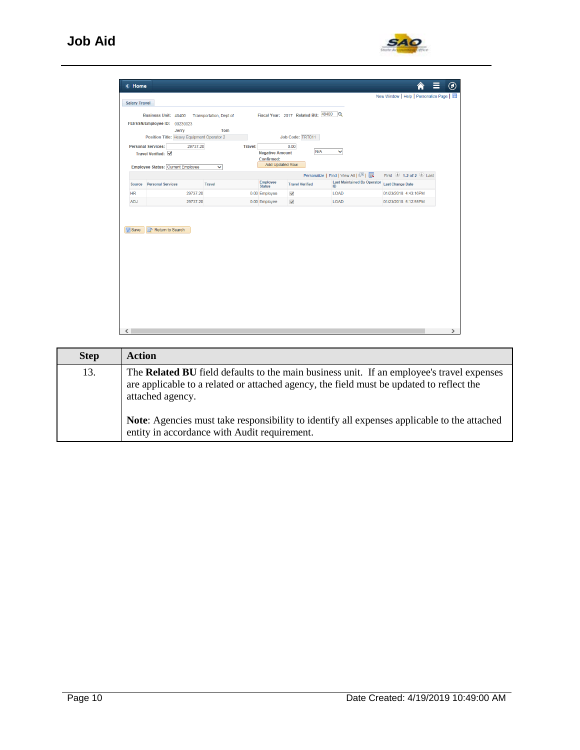| Step | Action |
| --- | --- |
| 13. | The **Related BU** field defaults to the main business unit. If an employee's travel expenses are applicable to a related or attached agency, the field must be updated to reflect the attached agency.<br><br>**Note**: Agencies must take responsibility to identify all expenses applicable to the attached entity in accordance with Audit requirement. |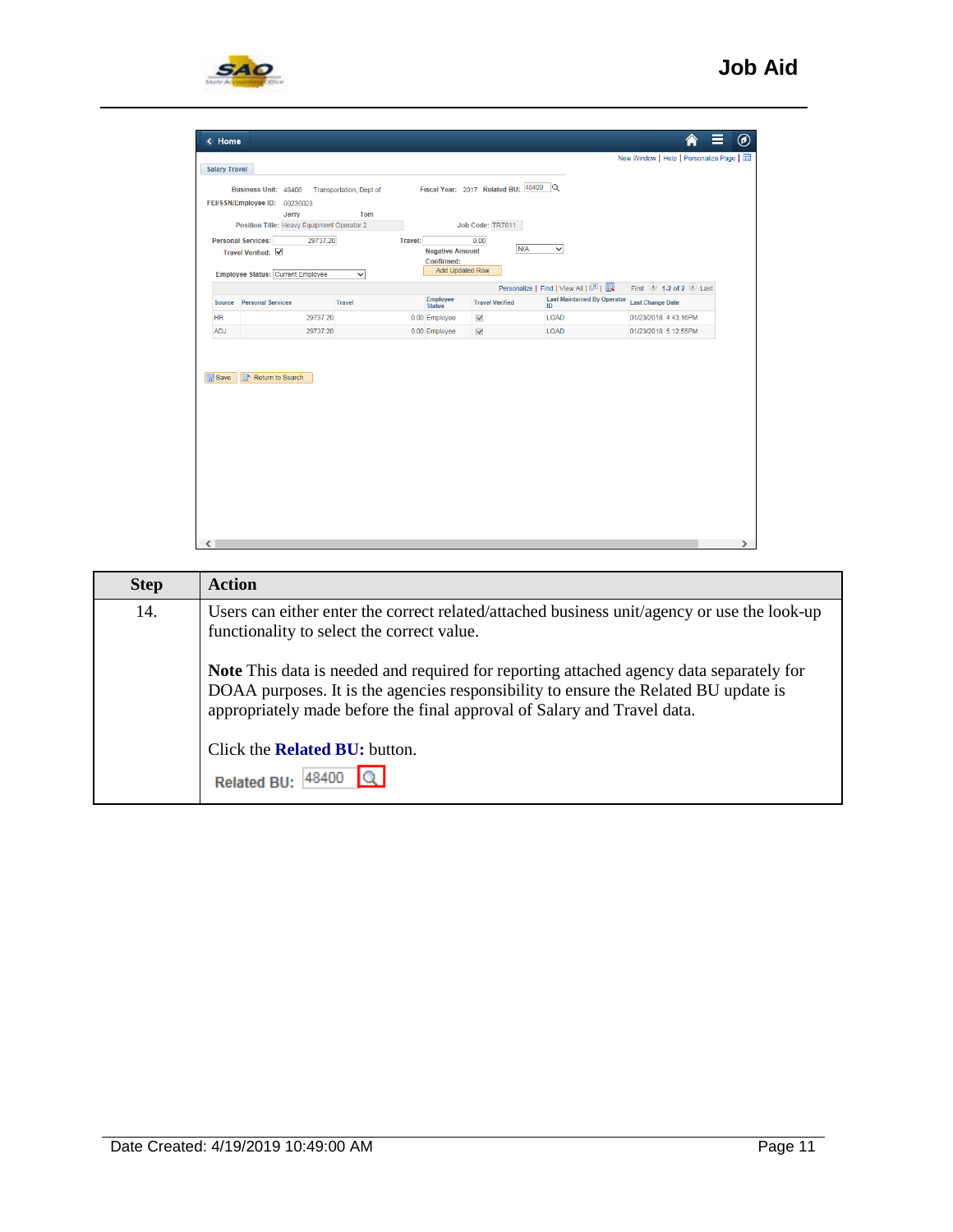| Step | Action |
| --- | --- |
| 14. | Users can either enter the correct related/attached business unit/agency or use the look-up functionality to select the correct value.<br><br>**Note** This data is needed and required for reporting attached agency data separately for DOAA purposes. It is the agencies responsibility to ensure the Related BU update is appropriately made before the final approval of Salary and Travel data.<br><br>Click the **Related BU:** button.<br><br>Related BU: 48400 |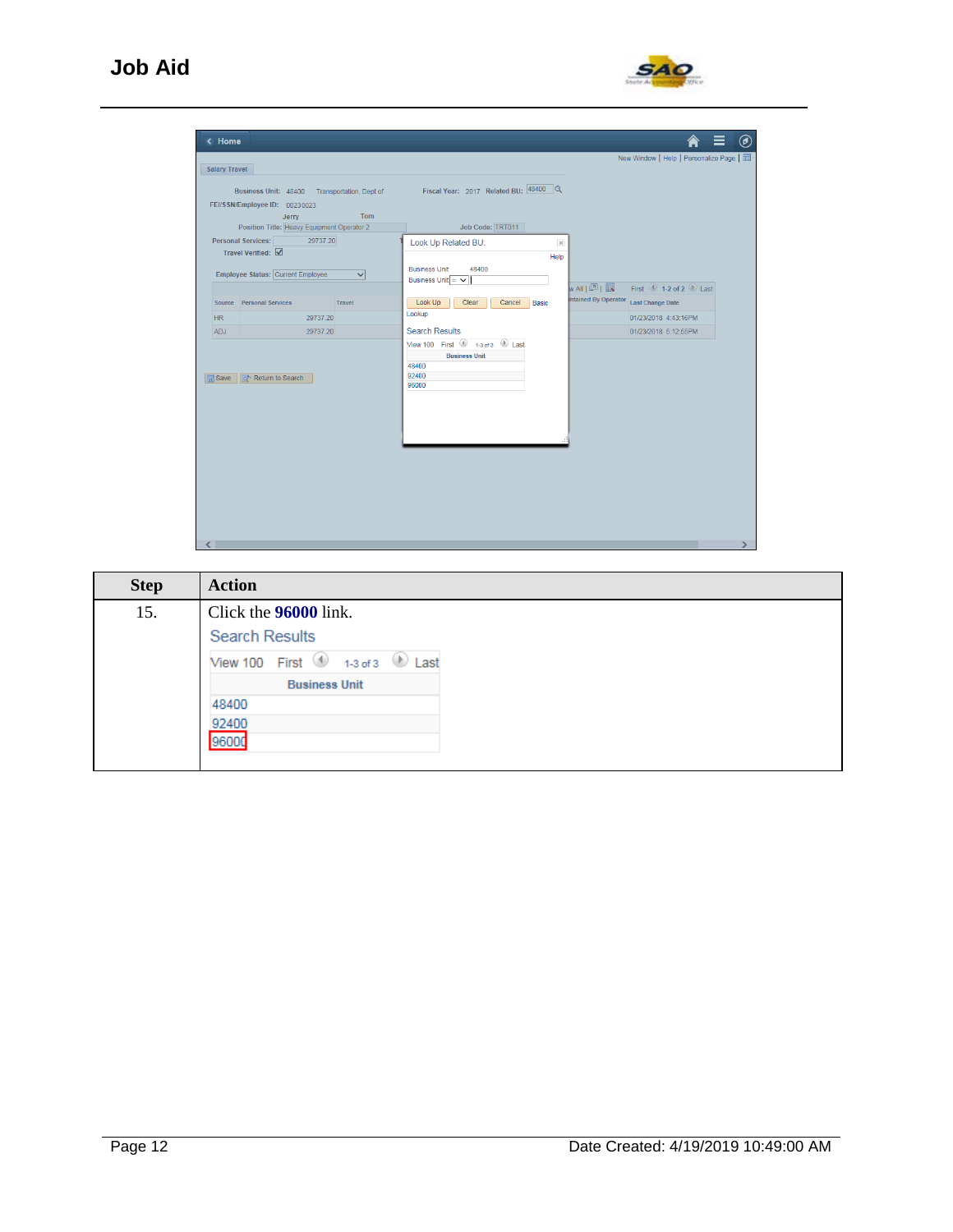| Step | Action |
|---|---|
| 15. | Click the **96000** link.<br><br>Search Results<br>View 100 First 1-3 of 3 Last<br>Business Unit<br>48400<br>92400<br>96000 |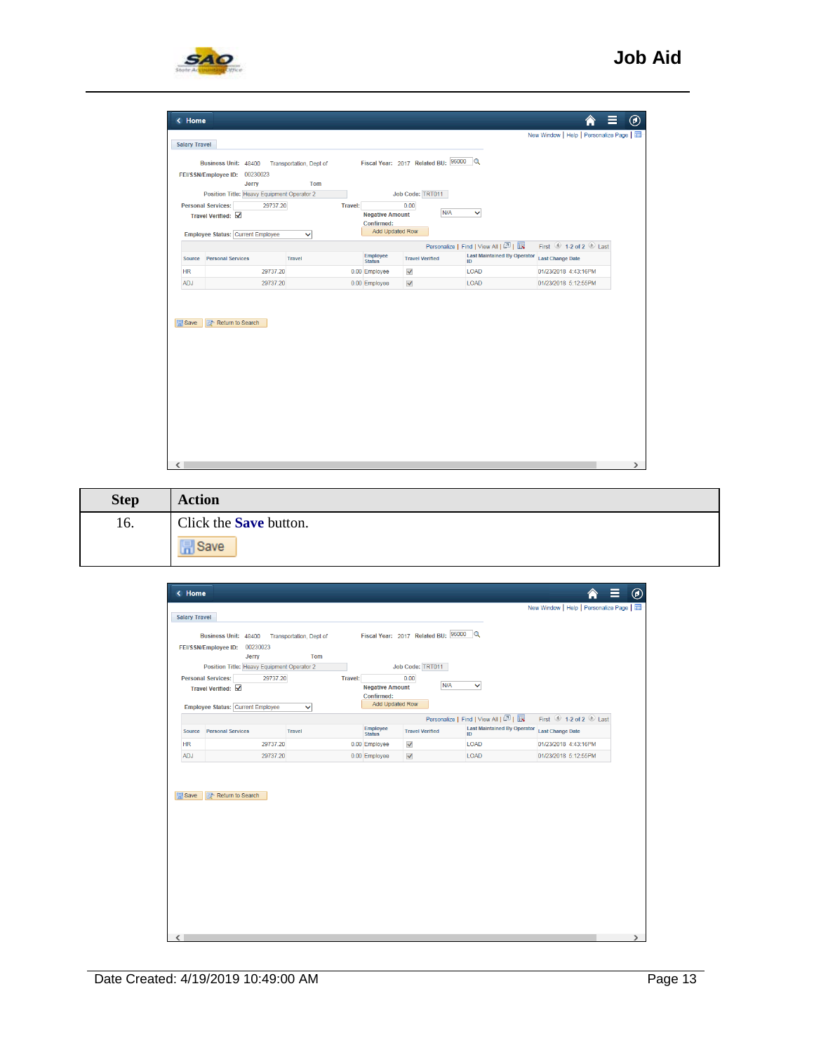| Step | Action |
| --- | --- |
| 16. | Click the **Save** button. |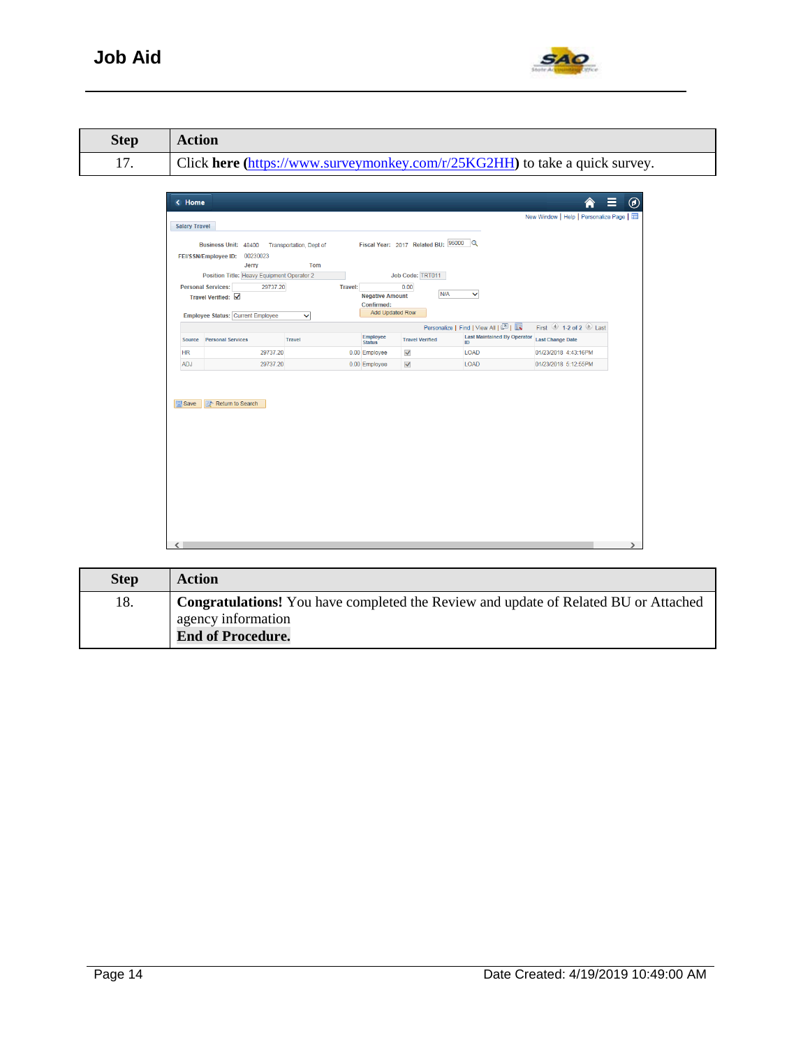| Step | Action |
| --- | --- |
| 17. | Click **here** ([https://www.surveymonkey.com/r/25KG2HH](https://www.surveymonkey.com/r/25KG2HH)) to take a quick survey. |

| Step | Action |
| --- | --- |
| 18. | **Congratulations!** You have completed the Review and update of Related BU or Attached agency information<br>**End of Procedure.** |